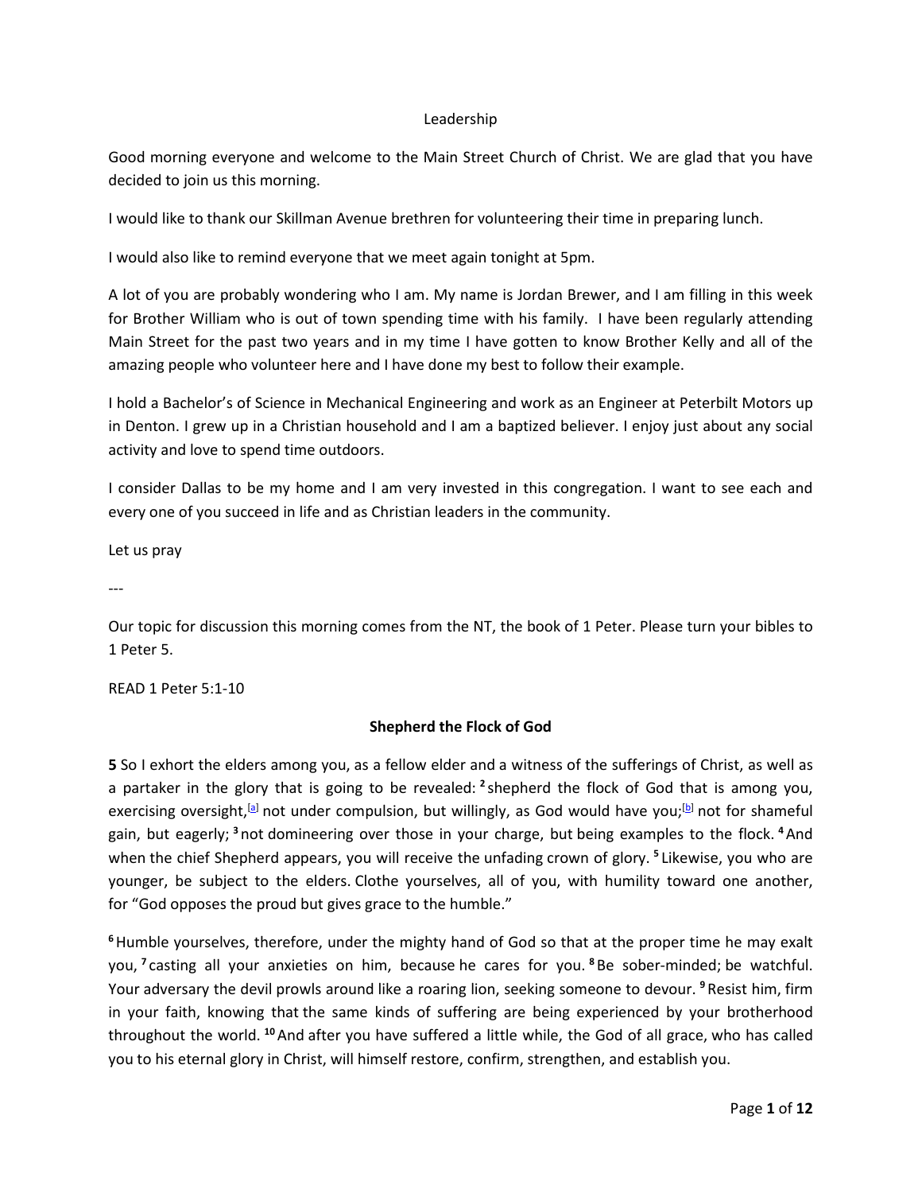# Leadership

Good morning everyone and welcome to the Main Street Church of Christ. We are glad that you have decided to join us this morning.

I would like to thank our Skillman Avenue brethren for volunteering their time in preparing lunch.

I would also like to remind everyone that we meet again tonight at 5pm.

A lot of you are probably wondering who I am. My name is Jordan Brewer, and I am filling in this week for Brother William who is out of town spending time with his family. I have been regularly attending Main Street for the past two years and in my time I have gotten to know Brother Kelly and all of the amazing people who volunteer here and I have done my best to follow their example.

I hold a Bachelor's of Science in Mechanical Engineering and work as an Engineer at Peterbilt Motors up in Denton. I grew up in a Christian household and I am a baptized believer. I enjoy just about any social activity and love to spend time outdoors.

I consider Dallas to be my home and I am very invested in this congregation. I want to see each and every one of you succeed in life and as Christian leaders in the community.

Let us pray

---

Our topic for discussion this morning comes from the NT, the book of 1 Peter. Please turn your bibles to 1 Peter 5.

READ 1 Peter 5:1-10

## Shepherd the Flock of God

**5** So I exhort the elders among you, as a fellow elder and a witness of the sufferings of Christ, as well as a partaker in the glory that is going to be revealed: **2** shepherd the flock of God that is among you, exercising oversight,[a] not under compulsion, but willingly, as God would have you;[b] not for shameful gain, but eagerly; **3** not domineering over those in your charge, but being examples to the flock. **4** And when the chief Shepherd appears, you will receive the unfading crown of glory. **5** Likewise, you who are younger, be subject to the elders. Clothe yourselves, all of you, with humility toward one another, for "God opposes the proud but gives grace to the humble."

**6** Humble yourselves, therefore, under the mighty hand of God so that at the proper time he may exalt you, **7** casting all your anxieties on him, because he cares for you. **8** Be sober-minded; be watchful. Your adversary the devil prowls around like a roaring lion, seeking someone to devour. **9** Resist him, firm in your faith, knowing that the same kinds of suffering are being experienced by your brotherhood throughout the world. **10** And after you have suffered a little while, the God of all grace, who has called you to his eternal glory in Christ, will himself restore, confirm, strengthen, and establish you.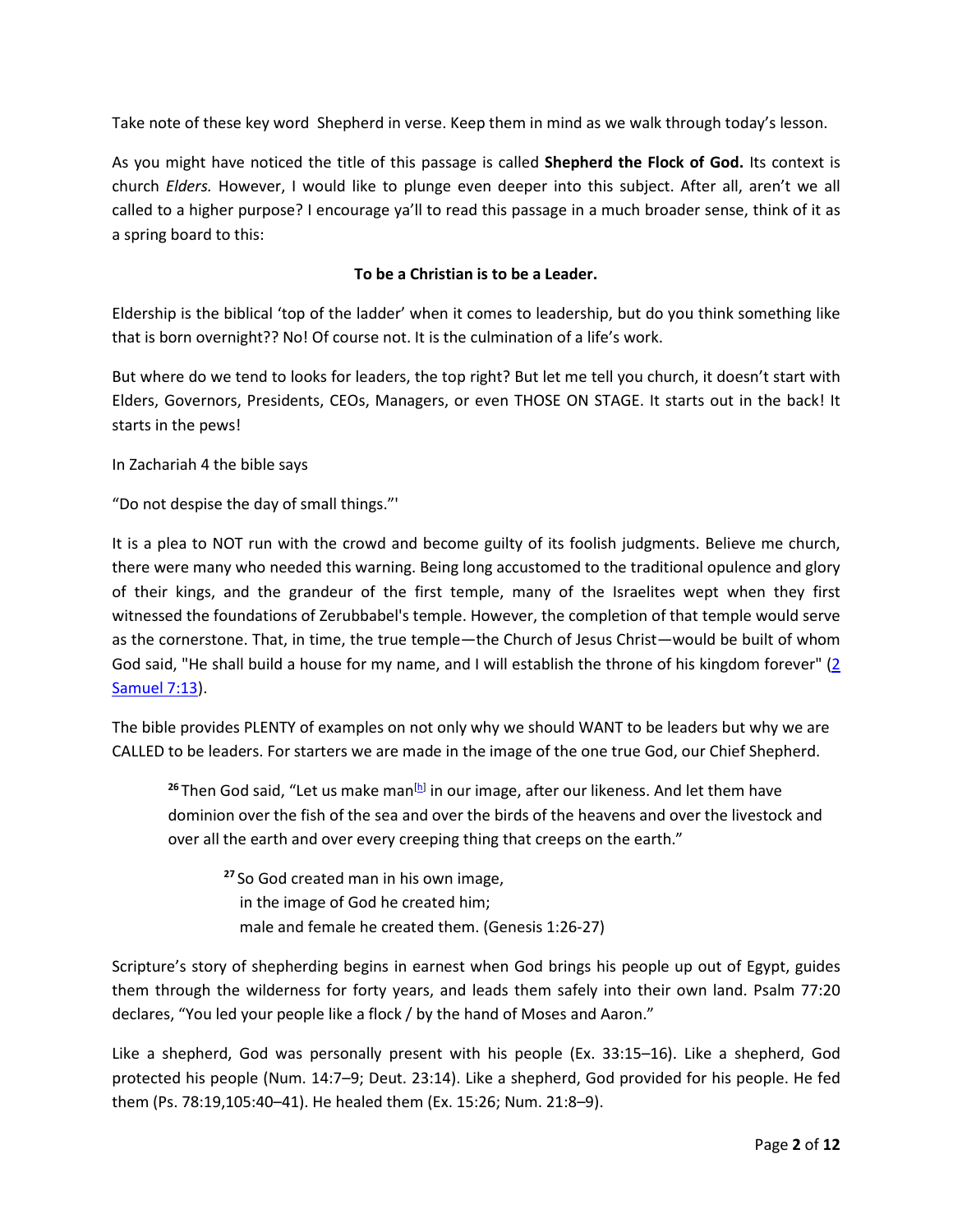Take note of these key word Shepherd in verse. Keep them in mind as we walk through today's lesson.

As you might have noticed the title of this passage is called **Shepherd the Flock of God.** Its context is church *Elders.* However, I would like to plunge even deeper into this subject. After all, aren't we all called to a higher purpose? I encourage ya'll to read this passage in a much broader sense, think of it as a spring board to this:

**To be a Christian is to be a Leader.**

Eldership is the biblical 'top of the ladder' when it comes to leadership, but do you think something like that is born overnight?? No! Of course not. It is the culmination of a life's work.

But where do we tend to looks for leaders, the top right? But let me tell you church, it doesn't start with Elders, Governors, Presidents, CEOs, Managers, or even THOSE ON STAGE. It starts out in the back! It starts in the pews!

In Zachariah 4 the bible says

"Do not despise the day of small things."'

It is a plea to NOT run with the crowd and become guilty of its foolish judgments. Believe me church, there were many who needed this warning. Being long accustomed to the traditional opulence and glory of their kings, and the grandeur of the first temple, many of the Israelites wept when they first witnessed the foundations of Zerubbabel's temple. However, the completion of that temple would serve as the cornerstone. That, in time, the true temple—the Church of Jesus Christ—would be built of whom God said, "He shall build a house for my name, and I will establish the throne of his kingdom forever" (2 Samuel 7:13).

The bible provides PLENTY of examples on not only why we should WANT to be leaders but why we are CALLED to be leaders. For starters we are made in the image of the one true God, our Chief Shepherd.

> 26 Then God said, "Let us make man[h] in our image, after our likeness. And let them have dominion over the fish of the sea and over the birds of the heavens and over the livestock and over all the earth and over every creeping thing that creeps on the earth."
>
> > 27 So God created man in his own image,
> > in the image of God he created him;
> > male and female he created them. (Genesis 1:26-27)

Scripture's story of shepherding begins in earnest when God brings his people up out of Egypt, guides them through the wilderness for forty years, and leads them safely into their own land. Psalm 77:20 declares, "You led your people like a flock / by the hand of Moses and Aaron."

Like a shepherd, God was personally present with his people (Ex. 33:15–16). Like a shepherd, God protected his people (Num. 14:7–9; Deut. 23:14). Like a shepherd, God provided for his people. He fed them (Ps. 78:19,105:40–41). He healed them (Ex. 15:26; Num. 21:8–9).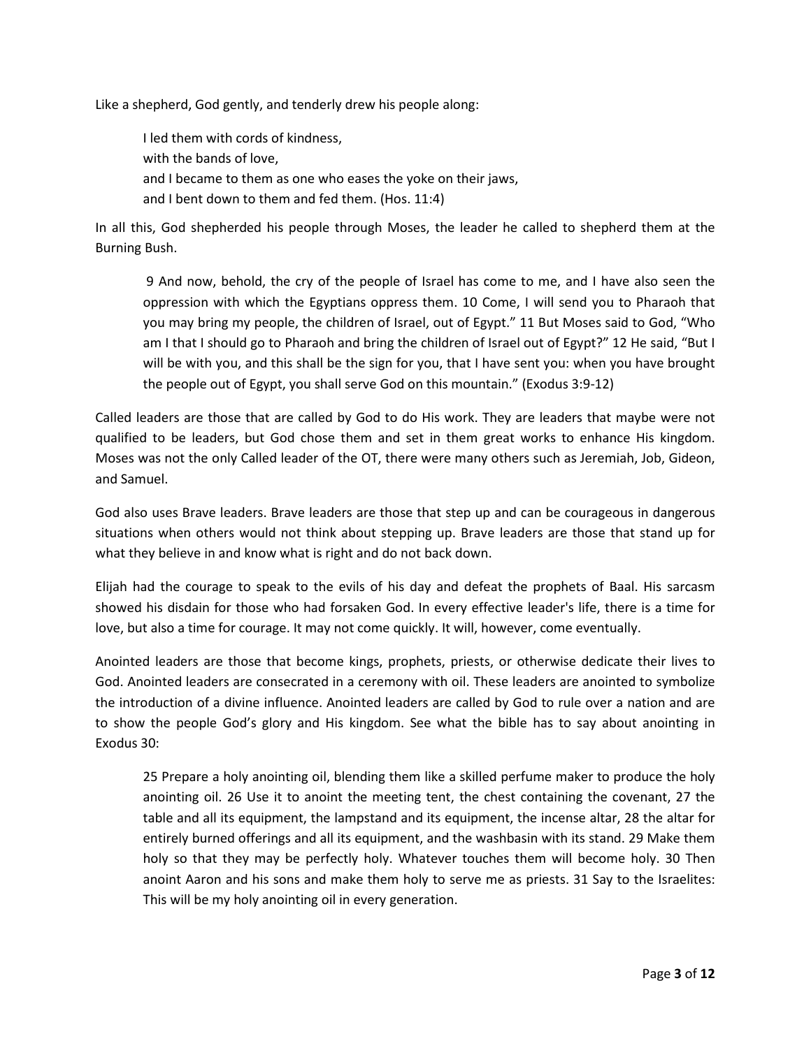Like a shepherd, God gently, and tenderly drew his people along:

> I led them with cords of kindness,
> with the bands of love,
> and I became to them as one who eases the yoke on their jaws,
> and I bent down to them and fed them. (Hos. 11:4)

In all this, God shepherded his people through Moses, the leader he called to shepherd them at the Burning Bush.

> 9 And now, behold, the cry of the people of Israel has come to me, and I have also seen the oppression with which the Egyptians oppress them. 10 Come, I will send you to Pharaoh that you may bring my people, the children of Israel, out of Egypt." 11 But Moses said to God, "Who am I that I should go to Pharaoh and bring the children of Israel out of Egypt?" 12 He said, "But I will be with you, and this shall be the sign for you, that I have sent you: when you have brought the people out of Egypt, you shall serve God on this mountain." (Exodus 3:9-12)

Called leaders are those that are called by God to do His work. They are leaders that maybe were not qualified to be leaders, but God chose them and set in them great works to enhance His kingdom. Moses was not the only Called leader of the OT, there were many others such as Jeremiah, Job, Gideon, and Samuel.

God also uses Brave leaders. Brave leaders are those that step up and can be courageous in dangerous situations when others would not think about stepping up. Brave leaders are those that stand up for what they believe in and know what is right and do not back down.

Elijah had the courage to speak to the evils of his day and defeat the prophets of Baal. His sarcasm showed his disdain for those who had forsaken God. In every effective leader's life, there is a time for love, but also a time for courage. It may not come quickly. It will, however, come eventually.

Anointed leaders are those that become kings, prophets, priests, or otherwise dedicate their lives to God. Anointed leaders are consecrated in a ceremony with oil. These leaders are anointed to symbolize the introduction of a divine influence. Anointed leaders are called by God to rule over a nation and are to show the people God's glory and His kingdom. See what the bible has to say about anointing in Exodus 30:

> 25 Prepare a holy anointing oil, blending them like a skilled perfume maker to produce the holy anointing oil. 26 Use it to anoint the meeting tent, the chest containing the covenant, 27 the table and all its equipment, the lampstand and its equipment, the incense altar, 28 the altar for entirely burned offerings and all its equipment, and the washbasin with its stand. 29 Make them holy so that they may be perfectly holy. Whatever touches them will become holy. 30 Then anoint Aaron and his sons and make them holy to serve me as priests. 31 Say to the Israelites: This will be my holy anointing oil in every generation.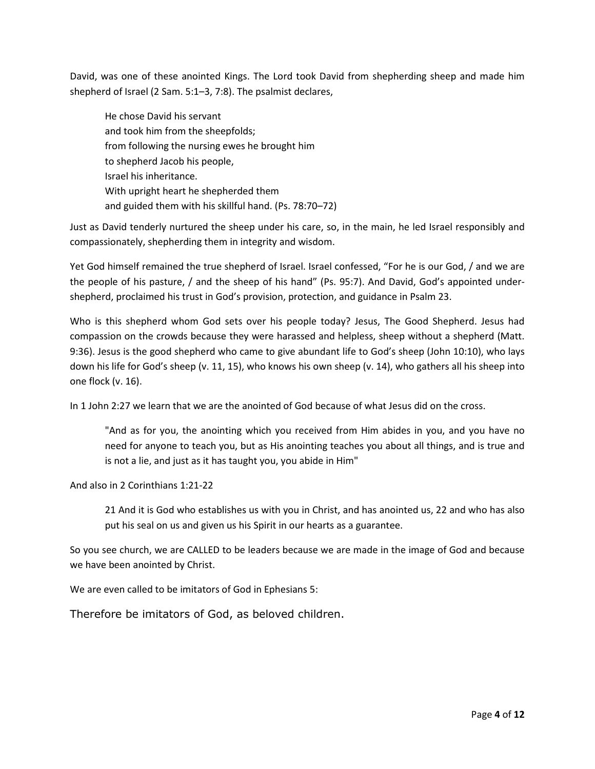David, was one of these anointed Kings. The Lord took David from shepherding sheep and made him shepherd of Israel (2 Sam. 5:1–3, 7:8). The psalmist declares,

> He chose David his servant
> and took him from the sheepfolds;
> from following the nursing ewes he brought him
> to shepherd Jacob his people,
> Israel his inheritance.
> With upright heart he shepherded them
> and guided them with his skillful hand. (Ps. 78:70–72)

Just as David tenderly nurtured the sheep under his care, so, in the main, he led Israel responsibly and compassionately, shepherding them in integrity and wisdom.

Yet God himself remained the true shepherd of Israel. Israel confessed, "For he is our God, / and we are the people of his pasture, / and the sheep of his hand" (Ps. 95:7). And David, God's appointed under-shepherd, proclaimed his trust in God's provision, protection, and guidance in Psalm 23.

Who is this shepherd whom God sets over his people today? Jesus, The Good Shepherd. Jesus had compassion on the crowds because they were harassed and helpless, sheep without a shepherd (Matt. 9:36). Jesus is the good shepherd who came to give abundant life to God's sheep (John 10:10), who lays down his life for God's sheep (v. 11, 15), who knows his own sheep (v. 14), who gathers all his sheep into one flock (v. 16).

In 1 John 2:27 we learn that we are the anointed of God because of what Jesus did on the cross.

> "And as for you, the anointing which you received from Him abides in you, and you have no need for anyone to teach you, but as His anointing teaches you about all things, and is true and is not a lie, and just as it has taught you, you abide in Him"

And also in 2 Corinthians 1:21-22

> 21 And it is God who establishes us with you in Christ, and has anointed us, 22 and who has also put his seal on us and given us his Spirit in our hearts as a guarantee.

So you see church, we are CALLED to be leaders because we are made in the image of God and because we have been anointed by Christ.

We are even called to be imitators of God in Ephesians 5:

Therefore be imitators of God, as beloved children.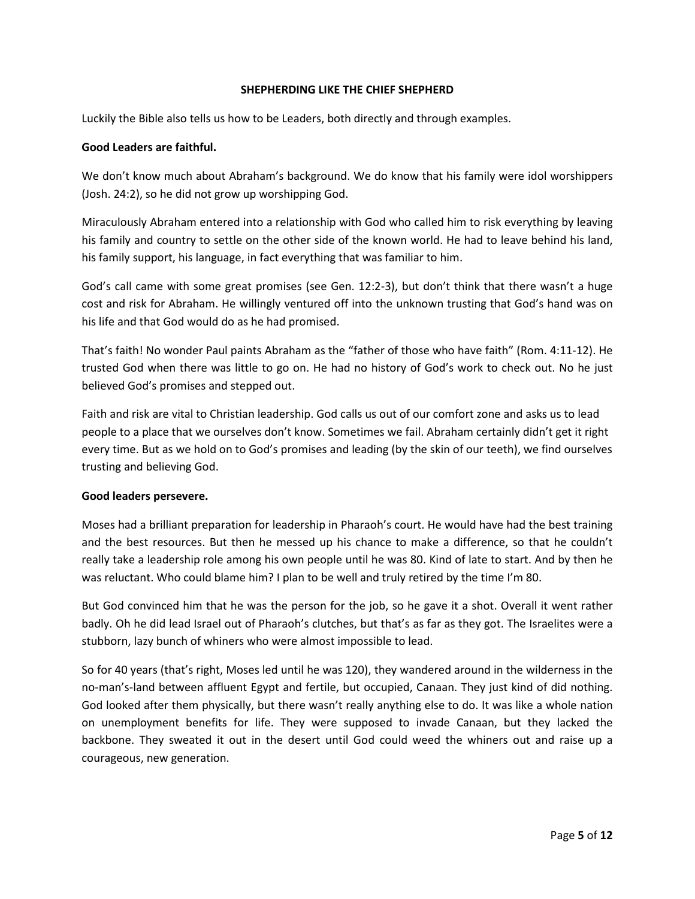## SHEPHERDING LIKE THE CHIEF SHEPHERD

Luckily the Bible also tells us how to be Leaders, both directly and through examples.

**Good Leaders are faithful.**

We don't know much about Abraham's background. We do know that his family were idol worshippers (Josh. 24:2), so he did not grow up worshipping God.

Miraculously Abraham entered into a relationship with God who called him to risk everything by leaving his family and country to settle on the other side of the known world. He had to leave behind his land, his family support, his language, in fact everything that was familiar to him.

God's call came with some great promises (see Gen. 12:2-3), but don't think that there wasn't a huge cost and risk for Abraham. He willingly ventured off into the unknown trusting that God's hand was on his life and that God would do as he had promised.

That's faith! No wonder Paul paints Abraham as the "father of those who have faith" (Rom. 4:11-12). He trusted God when there was little to go on. He had no history of God's work to check out. No he just believed God's promises and stepped out.

Faith and risk are vital to Christian leadership. God calls us out of our comfort zone and asks us to lead people to a place that we ourselves don't know. Sometimes we fail. Abraham certainly didn't get it right every time. But as we hold on to God's promises and leading (by the skin of our teeth), we find ourselves trusting and believing God.

**Good leaders persevere.**

Moses had a brilliant preparation for leadership in Pharaoh's court. He would have had the best training and the best resources. But then he messed up his chance to make a difference, so that he couldn't really take a leadership role among his own people until he was 80. Kind of late to start. And by then he was reluctant. Who could blame him? I plan to be well and truly retired by the time I'm 80.

But God convinced him that he was the person for the job, so he gave it a shot. Overall it went rather badly. Oh he did lead Israel out of Pharaoh's clutches, but that's as far as they got. The Israelites were a stubborn, lazy bunch of whiners who were almost impossible to lead.

So for 40 years (that's right, Moses led until he was 120), they wandered around in the wilderness in the no-man's-land between affluent Egypt and fertile, but occupied, Canaan. They just kind of did nothing. God looked after them physically, but there wasn't really anything else to do. It was like a whole nation on unemployment benefits for life. They were supposed to invade Canaan, but they lacked the backbone. They sweated it out in the desert until God could weed the whiners out and raise up a courageous, new generation.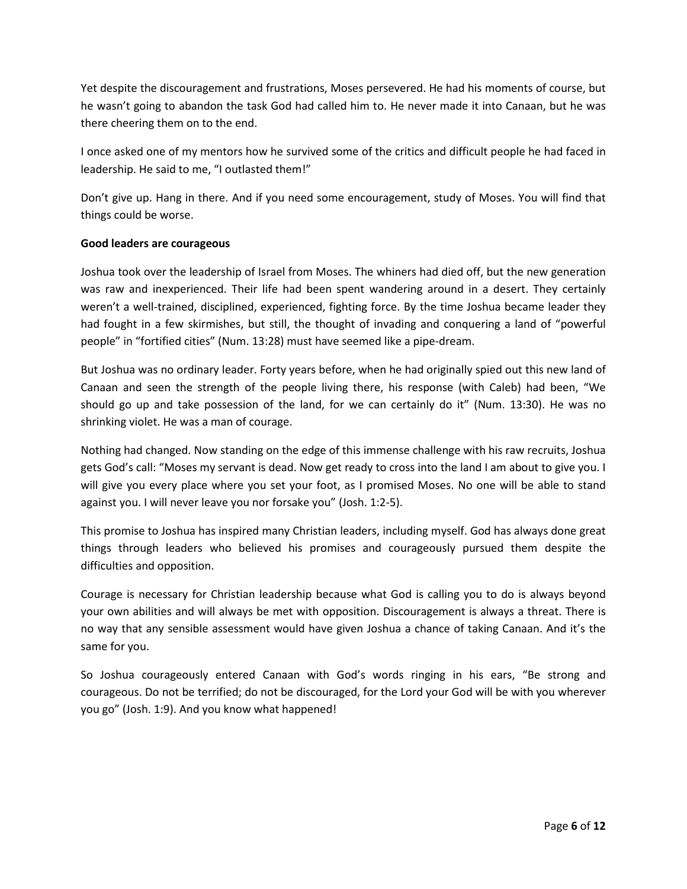Yet despite the discouragement and frustrations, Moses persevered. He had his moments of course, but he wasn't going to abandon the task God had called him to. He never made it into Canaan, but he was there cheering them on to the end.

I once asked one of my mentors how he survived some of the critics and difficult people he had faced in leadership. He said to me, "I outlasted them!"

Don't give up. Hang in there. And if you need some encouragement, study of Moses. You will find that things could be worse.

**Good leaders are courageous**

Joshua took over the leadership of Israel from Moses. The whiners had died off, but the new generation was raw and inexperienced. Their life had been spent wandering around in a desert. They certainly weren't a well-trained, disciplined, experienced, fighting force. By the time Joshua became leader they had fought in a few skirmishes, but still, the thought of invading and conquering a land of "powerful people" in "fortified cities" (Num. 13:28) must have seemed like a pipe-dream.

But Joshua was no ordinary leader. Forty years before, when he had originally spied out this new land of Canaan and seen the strength of the people living there, his response (with Caleb) had been, "We should go up and take possession of the land, for we can certainly do it" (Num. 13:30). He was no shrinking violet. He was a man of courage.

Nothing had changed. Now standing on the edge of this immense challenge with his raw recruits, Joshua gets God's call: "Moses my servant is dead. Now get ready to cross into the land I am about to give you. I will give you every place where you set your foot, as I promised Moses. No one will be able to stand against you. I will never leave you nor forsake you" (Josh. 1:2-5).

This promise to Joshua has inspired many Christian leaders, including myself. God has always done great things through leaders who believed his promises and courageously pursued them despite the difficulties and opposition.

Courage is necessary for Christian leadership because what God is calling you to do is always beyond your own abilities and will always be met with opposition. Discouragement is always a threat. There is no way that any sensible assessment would have given Joshua a chance of taking Canaan. And it's the same for you.

So Joshua courageously entered Canaan with God's words ringing in his ears, "Be strong and courageous. Do not be terrified; do not be discouraged, for the Lord your God will be with you wherever you go" (Josh. 1:9). And you know what happened!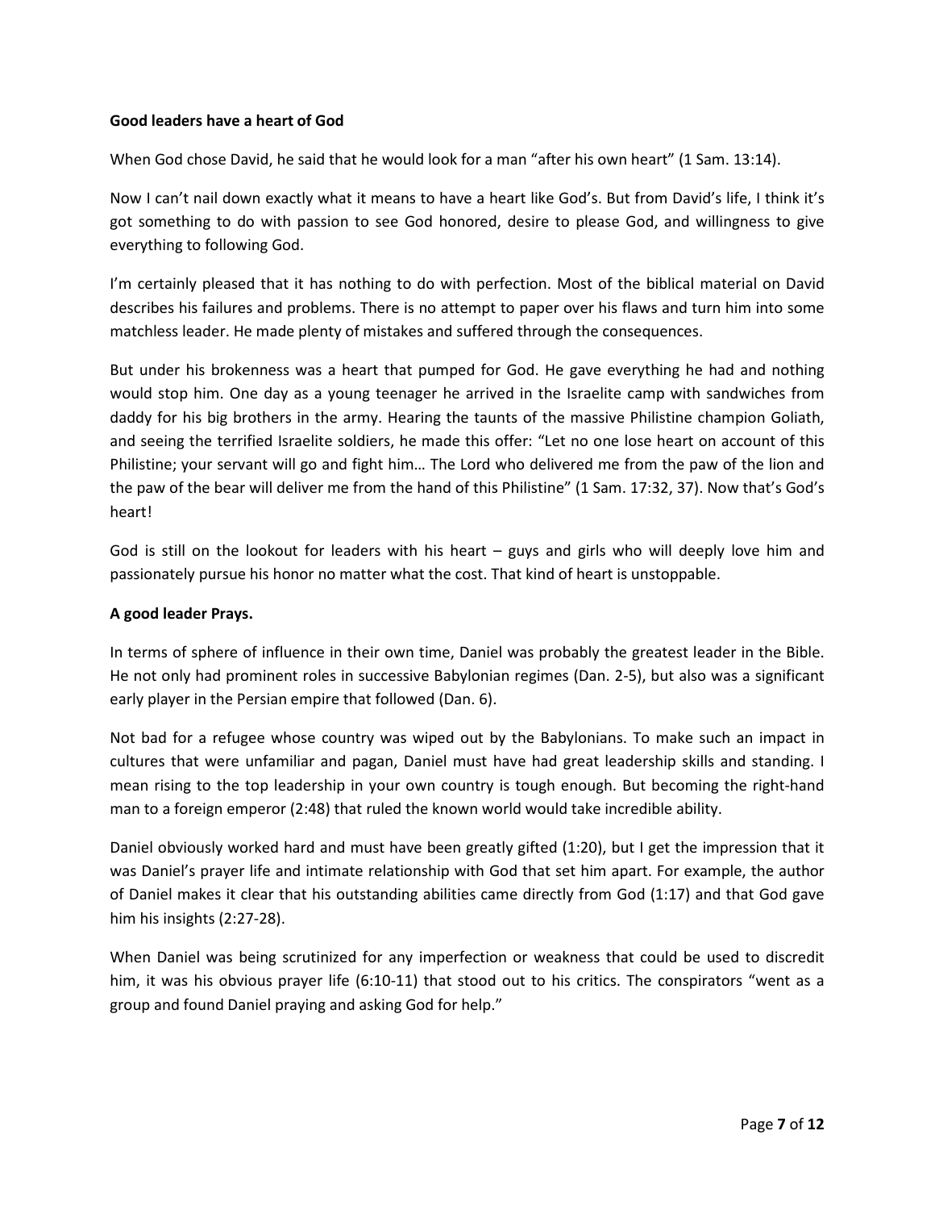**Good leaders have a heart of God**

When God chose David, he said that he would look for a man "after his own heart" (1 Sam. 13:14).

Now I can't nail down exactly what it means to have a heart like God's. But from David's life, I think it's got something to do with passion to see God honored, desire to please God, and willingness to give everything to following God.

I'm certainly pleased that it has nothing to do with perfection. Most of the biblical material on David describes his failures and problems. There is no attempt to paper over his flaws and turn him into some matchless leader. He made plenty of mistakes and suffered through the consequences.

But under his brokenness was a heart that pumped for God. He gave everything he had and nothing would stop him. One day as a young teenager he arrived in the Israelite camp with sandwiches from daddy for his big brothers in the army. Hearing the taunts of the massive Philistine champion Goliath, and seeing the terrified Israelite soldiers, he made this offer: "Let no one lose heart on account of this Philistine; your servant will go and fight him… The Lord who delivered me from the paw of the lion and the paw of the bear will deliver me from the hand of this Philistine" (1 Sam. 17:32, 37). Now that's God's heart!

God is still on the lookout for leaders with his heart – guys and girls who will deeply love him and passionately pursue his honor no matter what the cost. That kind of heart is unstoppable.

**A good leader Prays.**

In terms of sphere of influence in their own time, Daniel was probably the greatest leader in the Bible. He not only had prominent roles in successive Babylonian regimes (Dan. 2-5), but also was a significant early player in the Persian empire that followed (Dan. 6).

Not bad for a refugee whose country was wiped out by the Babylonians. To make such an impact in cultures that were unfamiliar and pagan, Daniel must have had great leadership skills and standing. I mean rising to the top leadership in your own country is tough enough. But becoming the right-hand man to a foreign emperor (2:48) that ruled the known world would take incredible ability.

Daniel obviously worked hard and must have been greatly gifted (1:20), but I get the impression that it was Daniel's prayer life and intimate relationship with God that set him apart. For example, the author of Daniel makes it clear that his outstanding abilities came directly from God (1:17) and that God gave him his insights (2:27-28).

When Daniel was being scrutinized for any imperfection or weakness that could be used to discredit him, it was his obvious prayer life (6:10-11) that stood out to his critics. The conspirators "went as a group and found Daniel praying and asking God for help."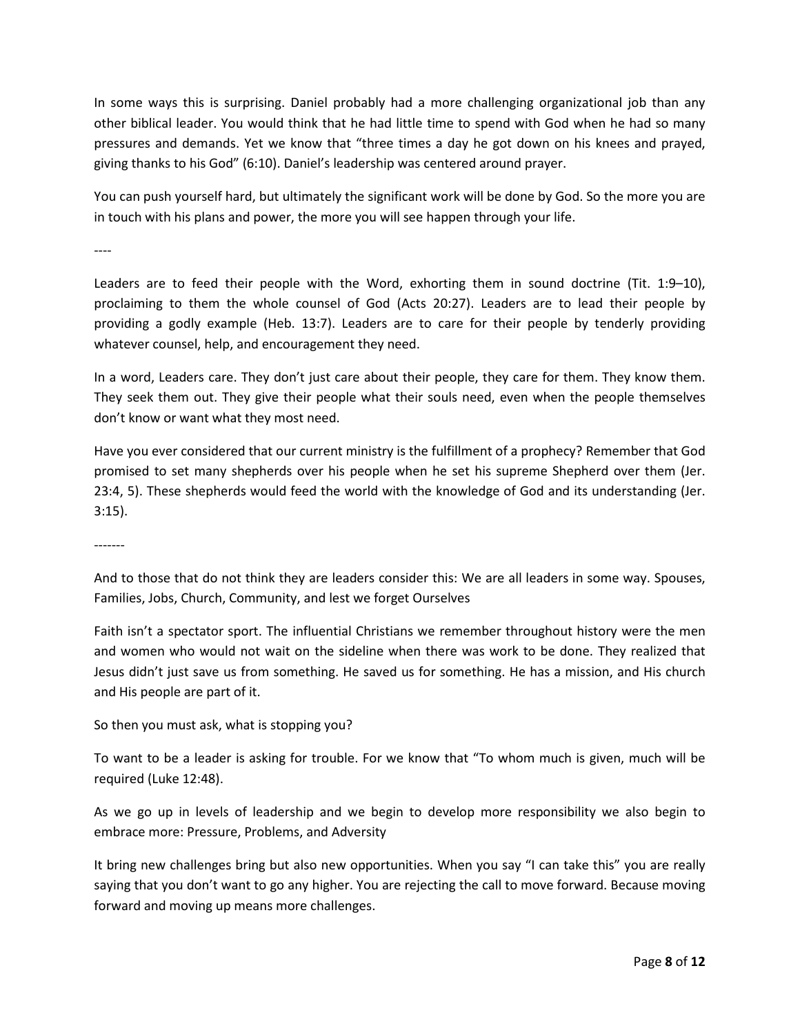In some ways this is surprising. Daniel probably had a more challenging organizational job than any other biblical leader. You would think that he had little time to spend with God when he had so many pressures and demands. Yet we know that "three times a day he got down on his knees and prayed, giving thanks to his God" (6:10). Daniel's leadership was centered around prayer.

You can push yourself hard, but ultimately the significant work will be done by God. So the more you are in touch with his plans and power, the more you will see happen through your life.

----

Leaders are to feed their people with the Word, exhorting them in sound doctrine (Tit. 1:9–10), proclaiming to them the whole counsel of God (Acts 20:27). Leaders are to lead their people by providing a godly example (Heb. 13:7). Leaders are to care for their people by tenderly providing whatever counsel, help, and encouragement they need.

In a word, Leaders care. They don't just care about their people, they care for them. They know them. They seek them out. They give their people what their souls need, even when the people themselves don't know or want what they most need.

Have you ever considered that our current ministry is the fulfillment of a prophecy? Remember that God promised to set many shepherds over his people when he set his supreme Shepherd over them (Jer. 23:4, 5). These shepherds would feed the world with the knowledge of God and its understanding (Jer. 3:15).

-------

And to those that do not think they are leaders consider this: We are all leaders in some way. Spouses, Families, Jobs, Church, Community, and lest we forget Ourselves

Faith isn't a spectator sport. The influential Christians we remember throughout history were the men and women who would not wait on the sideline when there was work to be done. They realized that Jesus didn't just save us from something. He saved us for something. He has a mission, and His church and His people are part of it.

So then you must ask, what is stopping you?

To want to be a leader is asking for trouble. For we know that "To whom much is given, much will be required (Luke 12:48).

As we go up in levels of leadership and we begin to develop more responsibility we also begin to embrace more: Pressure, Problems, and Adversity

It bring new challenges bring but also new opportunities. When you say "I can take this" you are really saying that you don't want to go any higher. You are rejecting the call to move forward. Because moving forward and moving up means more challenges.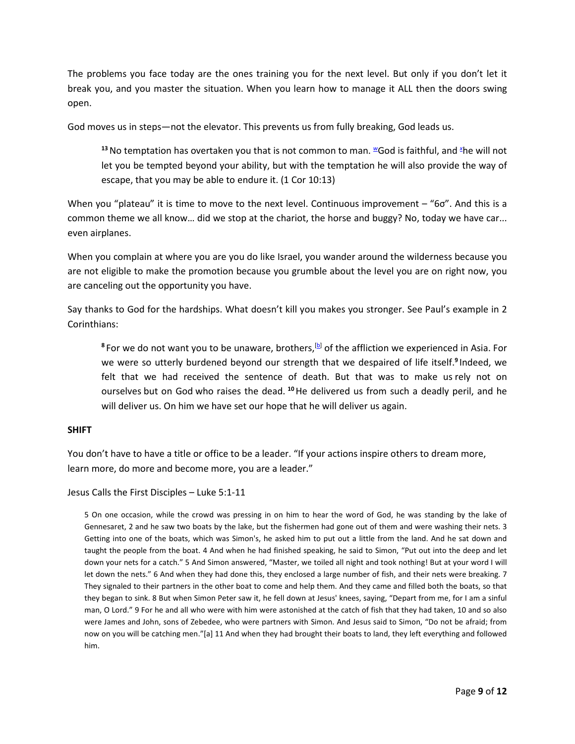The problems you face today are the ones training you for the next level. But only if you don't let it break you, and you master the situation. When you learn how to manage it ALL then the doors swing open.

God moves us in steps—not the elevator. This prevents us from fully breaking, God leads us.

> **13** No temptation has overtaken you that is not common to man. [w]God is faithful, and [x]he will not let you be tempted beyond your ability, but with the temptation he will also provide the way of escape, that you may be able to endure it. (1 Cor 10:13)

When you "plateau" it is time to move to the next level. Continuous improvement – "6σ". And this is a common theme we all know… did we stop at the chariot, the horse and buggy? No, today we have car... even airplanes.

When you complain at where you are you do like Israel, you wander around the wilderness because you are not eligible to make the promotion because you grumble about the level you are on right now, you are canceling out the opportunity you have.

Say thanks to God for the hardships. What doesn't kill you makes you stronger. See Paul's example in 2 Corinthians:

> **8** For we do not want you to be unaware, brothers,[b] of the affliction we experienced in Asia. For we were so utterly burdened beyond our strength that we despaired of life itself. **9** Indeed, we felt that we had received the sentence of death. But that was to make us rely not on ourselves but on God who raises the dead. **10** He delivered us from such a deadly peril, and he will deliver us. On him we have set our hope that he will deliver us again.

**SHIFT**

You don't have to have a title or office to be a leader. "If your actions inspire others to dream more, learn more, do more and become more, you are a leader."

Jesus Calls the First Disciples – Luke 5:1-11

> 5 On one occasion, while the crowd was pressing in on him to hear the word of God, he was standing by the lake of Gennesaret, 2 and he saw two boats by the lake, but the fishermen had gone out of them and were washing their nets. 3 Getting into one of the boats, which was Simon's, he asked him to put out a little from the land. And he sat down and taught the people from the boat. 4 And when he had finished speaking, he said to Simon, "Put out into the deep and let down your nets for a catch." 5 And Simon answered, "Master, we toiled all night and took nothing! But at your word I will let down the nets." 6 And when they had done this, they enclosed a large number of fish, and their nets were breaking. 7 They signaled to their partners in the other boat to come and help them. And they came and filled both the boats, so that they began to sink. 8 But when Simon Peter saw it, he fell down at Jesus' knees, saying, "Depart from me, for I am a sinful man, O Lord." 9 For he and all who were with him were astonished at the catch of fish that they had taken, 10 and so also were James and John, sons of Zebedee, who were partners with Simon. And Jesus said to Simon, "Do not be afraid; from now on you will be catching men."[a] 11 And when they had brought their boats to land, they left everything and followed him.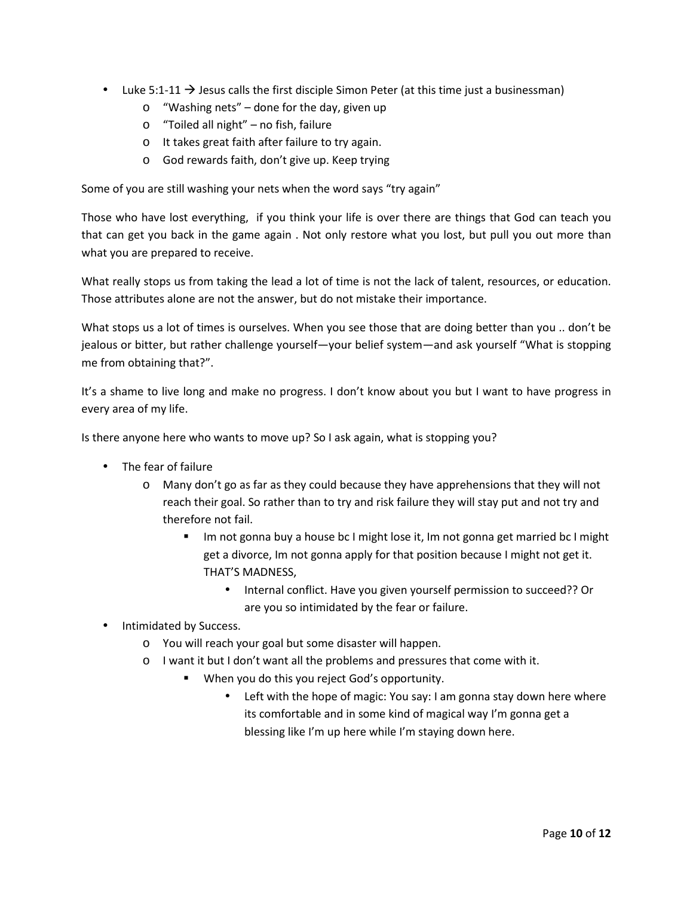- Luke 5:1-11 → Jesus calls the first disciple Simon Peter (at this time just a businessman)
    - "Washing nets" – done for the day, given up
    - "Toiled all night" – no fish, failure
    - It takes great faith after failure to try again.
    - God rewards faith, don't give up. Keep trying

Some of you are still washing your nets when the word says "try again"

Those who have lost everything, if you think your life is over there are things that God can teach you that can get you back in the game again . Not only restore what you lost, but pull you out more than what you are prepared to receive.

What really stops us from taking the lead a lot of time is not the lack of talent, resources, or education. Those attributes alone are not the answer, but do not mistake their importance.

What stops us a lot of times is ourselves. When you see those that are doing better than you .. don't be jealous or bitter, but rather challenge yourself—your belief system—and ask yourself "What is stopping me from obtaining that?".

It's a shame to live long and make no progress. I don't know about you but I want to have progress in every area of my life.

Is there anyone here who wants to move up? So I ask again, what is stopping you?

- The fear of failure
    - Many don't go as far as they could because they have apprehensions that they will not reach their goal. So rather than to try and risk failure they will stay put and not try and therefore not fail.
        - Im not gonna buy a house bc I might lose it, Im not gonna get married bc I might get a divorce, Im not gonna apply for that position because I might not get it. THAT'S MADNESS,
            - Internal conflict. Have you given yourself permission to succeed?? Or are you so intimidated by the fear or failure.
- Intimidated by Success.
    - You will reach your goal but some disaster will happen.
    - I want it but I don't want all the problems and pressures that come with it.
        - When you do this you reject God's opportunity.
            - Left with the hope of magic: You say: I am gonna stay down here where its comfortable and in some kind of magical way I'm gonna get a blessing like I'm up here while I'm staying down here.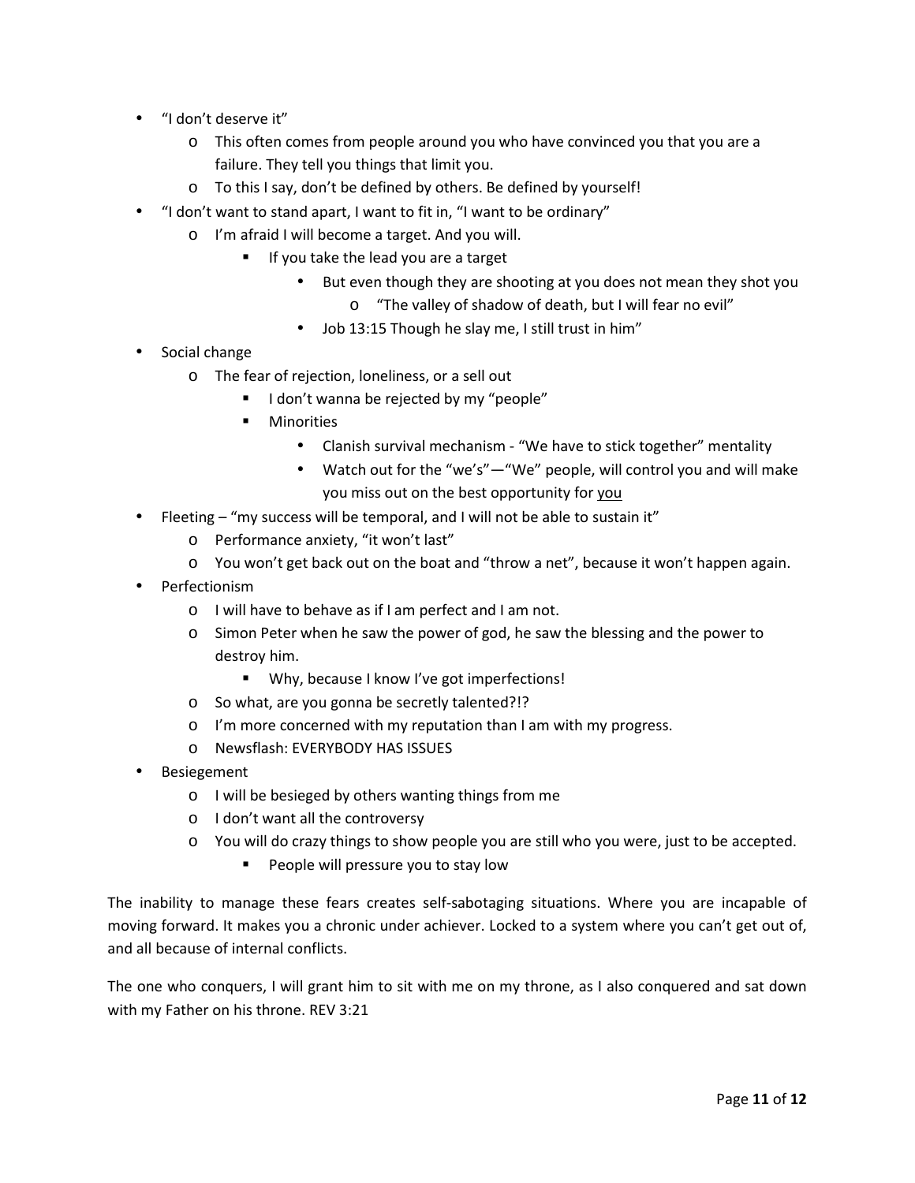- "I don't deserve it"
    - This often comes from people around you who have convinced you that you are a failure. They tell you things that limit you.
    - To this I say, don't be defined by others. Be defined by yourself!
- "I don't want to stand apart, I want to fit in, "I want to be ordinary"
    - I'm afraid I will become a target. And you will.
        - If you take the lead you are a target
            - But even though they are shooting at you does not mean they shot you
                - "The valley of shadow of death, but I will fear no evil"
            - Job 13:15 Though he slay me, I still trust in him"
- Social change
    - The fear of rejection, loneliness, or a sell out
        - I don't wanna be rejected by my "people"
        - Minorities
            - Clanish survival mechanism - "We have to stick together" mentality
            - Watch out for the "we's"—"We" people, will control you and will make you miss out on the best opportunity for <u>you</u>
- Fleeting – "my success will be temporal, and I will not be able to sustain it"
    - Performance anxiety, "it won't last"
    - You won't get back out on the boat and "throw a net", because it won't happen again.
- Perfectionism
    - I will have to behave as if I am perfect and I am not.
    - Simon Peter when he saw the power of god, he saw the blessing and the power to destroy him.
        - Why, because I know I've got imperfections!
    - So what, are you gonna be secretly talented?!?
    - I'm more concerned with my reputation than I am with my progress.
    - Newsflash: EVERYBODY HAS ISSUES
- Besiegement
    - I will be besieged by others wanting things from me
    - I don't want all the controversy
    - You will do crazy things to show people you are still who you were, just to be accepted.
        - People will pressure you to stay low

The inability to manage these fears creates self-sabotaging situations. Where you are incapable of moving forward. It makes you a chronic under achiever. Locked to a system where you can't get out of, and all because of internal conflicts.

The one who conquers, I will grant him to sit with me on my throne, as I also conquered and sat down with my Father on his throne. REV 3:21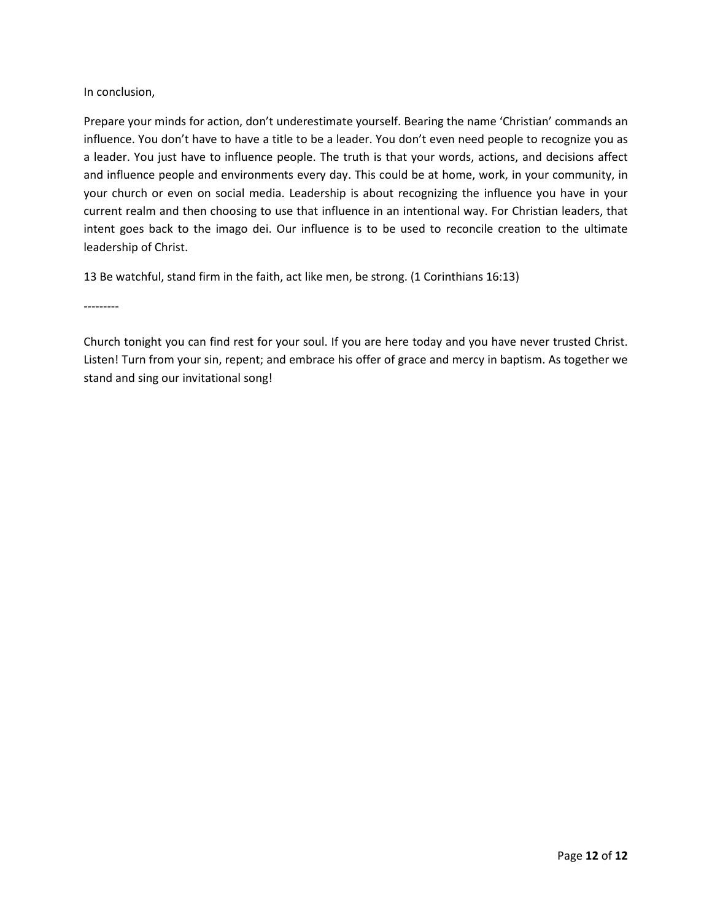In conclusion,

Prepare your minds for action, don't underestimate yourself. Bearing the name 'Christian' commands an influence. You don't have to have a title to be a leader. You don't even need people to recognize you as a leader. You just have to influence people. The truth is that your words, actions, and decisions affect and influence people and environments every day. This could be at home, work, in your community, in your church or even on social media. Leadership is about recognizing the influence you have in your current realm and then choosing to use that influence in an intentional way. For Christian leaders, that intent goes back to the imago dei. Our influence is to be used to reconcile creation to the ultimate leadership of Christ.

13 Be watchful, stand firm in the faith, act like men, be strong. (1 Corinthians 16:13)

---------

Church tonight you can find rest for your soul. If you are here today and you have never trusted Christ. Listen! Turn from your sin, repent; and embrace his offer of grace and mercy in baptism. As together we stand and sing our invitational song!